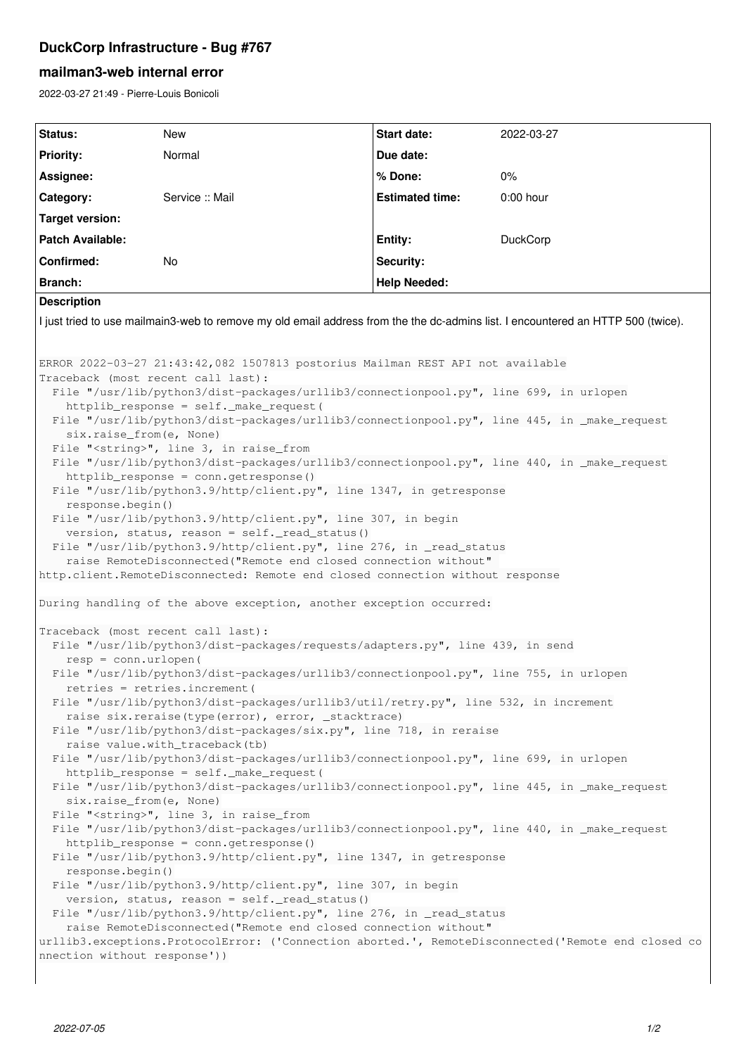# DuckCorp Infrastructure - Bug #767

## mailman3-web internal error

2022-03-27 21:49 - Pierre-Louis Bonicoli

| Status: | New | Start date: | 2022-03-27 |
| --- | --- | --- | --- |
| Priority: | Normal | Due date: | |
| Assignee: | | % Done: | 0% |
| Category: | Service :: Mail | Estimated time: | 0:00 hour |
| Target version: | | | |
| Patch Available: | | Entity: | DuckCorp |
| Confirmed: | No | Security: | |
| Branch: | | Help Needed: | |

**Description**

I just tried to use mailmain3-web to remove my old email address from the the dc-admins list. I encountered an HTTP 500 (twice).

```
ERROR 2022-03-27 21:43:42,082 1507813 postorius Mailman REST API not available
Traceback (most recent call last):
  File "/usr/lib/python3/dist-packages/urllib3/connectionpool.py", line 699, in urlopen
    httplib_response = self._make_request(
  File "/usr/lib/python3/dist-packages/urllib3/connectionpool.py", line 445, in _make_request
    six.raise_from(e, None)
  File "<string>", line 3, in raise_from
  File "/usr/lib/python3/dist-packages/urllib3/connectionpool.py", line 440, in _make_request
    httplib_response = conn.getresponse()
  File "/usr/lib/python3.9/http/client.py", line 1347, in getresponse
    response.begin()
  File "/usr/lib/python3.9/http/client.py", line 307, in begin
    version, status, reason = self._read_status()
  File "/usr/lib/python3.9/http/client.py", line 276, in _read_status
    raise RemoteDisconnected("Remote end closed connection without"
http.client.RemoteDisconnected: Remote end closed connection without response

During handling of the above exception, another exception occurred:

Traceback (most recent call last):
  File "/usr/lib/python3/dist-packages/requests/adapters.py", line 439, in send
    resp = conn.urlopen(
  File "/usr/lib/python3/dist-packages/urllib3/connectionpool.py", line 755, in urlopen
    retries = retries.increment(
  File "/usr/lib/python3/dist-packages/urllib3/util/retry.py", line 532, in increment
    raise six.reraise(type(error), error, _stacktrace)
  File "/usr/lib/python3/dist-packages/six.py", line 718, in reraise
    raise value.with_traceback(tb)
  File "/usr/lib/python3/dist-packages/urllib3/connectionpool.py", line 699, in urlopen
    httplib_response = self._make_request(
  File "/usr/lib/python3/dist-packages/urllib3/connectionpool.py", line 445, in _make_request
    six.raise_from(e, None)
  File "<string>", line 3, in raise_from
  File "/usr/lib/python3/dist-packages/urllib3/connectionpool.py", line 440, in _make_request
    httplib_response = conn.getresponse()
  File "/usr/lib/python3.9/http/client.py", line 1347, in getresponse
    response.begin()
  File "/usr/lib/python3.9/http/client.py", line 307, in begin
    version, status, reason = self._read_status()
  File "/usr/lib/python3.9/http/client.py", line 276, in _read_status
    raise RemoteDisconnected("Remote end closed connection without"
urllib3.exceptions.ProtocolError: ('Connection aborted.', RemoteDisconnected('Remote end closed connection without response'))
```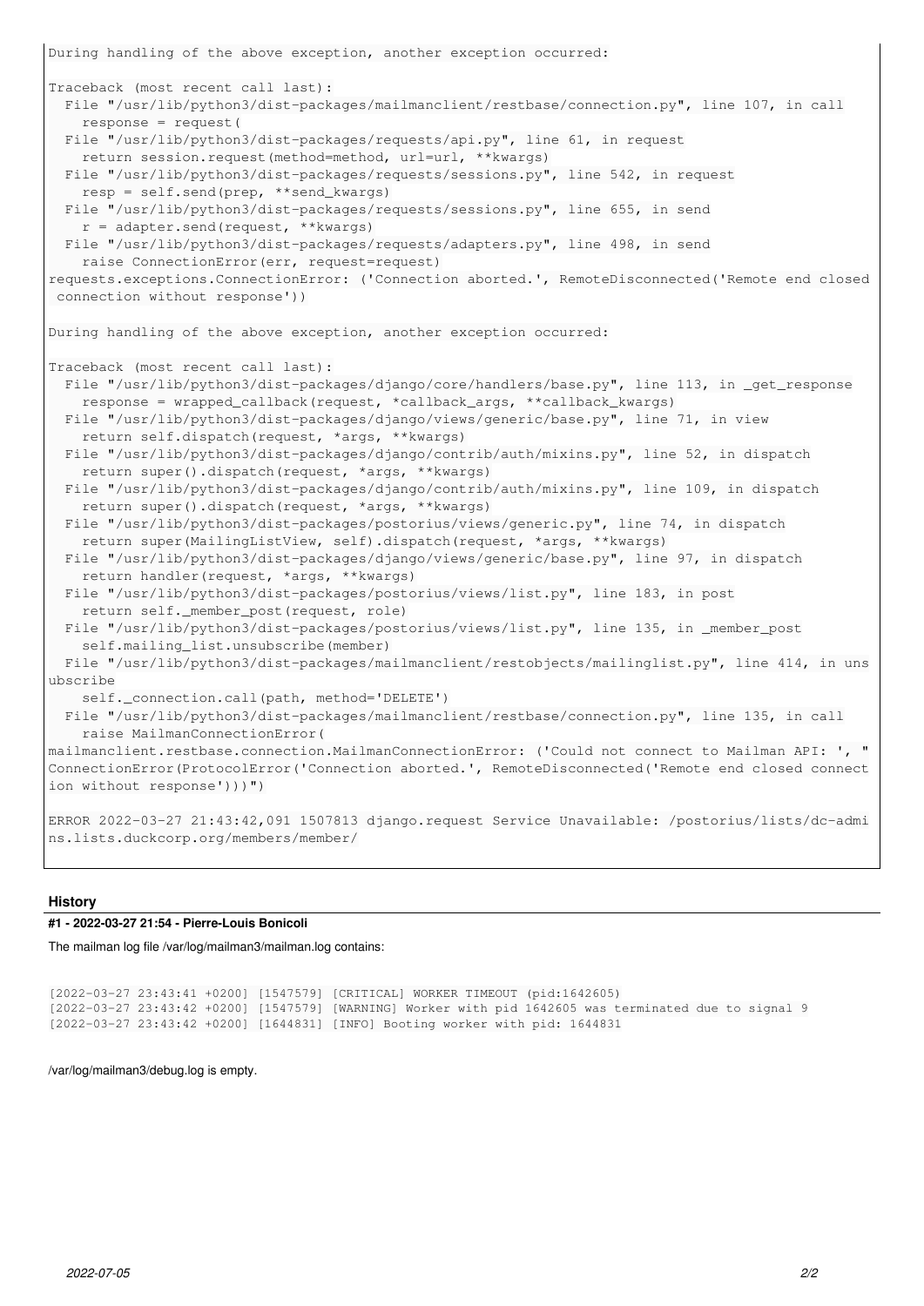```
During handling of the above exception, another exception occurred:

Traceback (most recent call last):
  File "/usr/lib/python3/dist-packages/mailmanclient/restbase/connection.py", line 107, in call
    response = request(
  File "/usr/lib/python3/dist-packages/requests/api.py", line 61, in request
    return session.request(method=method, url=url, **kwargs)
  File "/usr/lib/python3/dist-packages/requests/sessions.py", line 542, in request
    resp = self.send(prep, **send_kwargs)
  File "/usr/lib/python3/dist-packages/requests/sessions.py", line 655, in send
    r = adapter.send(request, **kwargs)
  File "/usr/lib/python3/dist-packages/requests/adapters.py", line 498, in send
    raise ConnectionError(err, request=request)
requests.exceptions.ConnectionError: ('Connection aborted.', RemoteDisconnected('Remote end closed
 connection without response'))

During handling of the above exception, another exception occurred:

Traceback (most recent call last):
  File "/usr/lib/python3/dist-packages/django/core/handlers/base.py", line 113, in _get_response
    response = wrapped_callback(request, *callback_args, **callback_kwargs)
  File "/usr/lib/python3/dist-packages/django/views/generic/base.py", line 71, in view
    return self.dispatch(request, *args, **kwargs)
  File "/usr/lib/python3/dist-packages/django/contrib/auth/mixins.py", line 52, in dispatch
    return super().dispatch(request, *args, **kwargs)
  File "/usr/lib/python3/dist-packages/django/contrib/auth/mixins.py", line 109, in dispatch
    return super().dispatch(request, *args, **kwargs)
  File "/usr/lib/python3/dist-packages/postorius/views/generic.py", line 74, in dispatch
    return super(MailingListView, self).dispatch(request, *args, **kwargs)
  File "/usr/lib/python3/dist-packages/django/views/generic/base.py", line 97, in dispatch
    return handler(request, *args, **kwargs)
  File "/usr/lib/python3/dist-packages/postorius/views/list.py", line 183, in post
    return self._member_post(request, role)
  File "/usr/lib/python3/dist-packages/postorius/views/list.py", line 135, in _member_post
    self.mailing_list.unsubscribe(member)
  File "/usr/lib/python3/dist-packages/mailmanclient/restobjects/mailinglist.py", line 414, in uns
ubscribe
    self._connection.call(path, method='DELETE')
  File "/usr/lib/python3/dist-packages/mailmanclient/restbase/connection.py", line 135, in call
    raise MailmanConnectionError(
mailmanclient.restbase.connection.MailmanConnectionError: ('Could not connect to Mailman API: ', "
ConnectionError(ProtocolError('Connection aborted.', RemoteDisconnected('Remote end closed connect
ion without response')))")

ERROR 2022-03-27 21:43:42,091 1507813 django.request Service Unavailable: /postorius/lists/dc-admi
ns.lists.duckcorp.org/members/member/
```

## History

### #1 - 2022-03-27 21:54 - Pierre-Louis Bonicoli

The mailman log file /var/log/mailman3/mailman.log contains:

```
[2022-03-27 23:43:41 +0200] [1547579] [CRITICAL] WORKER TIMEOUT (pid:1642605)
[2022-03-27 23:43:42 +0200] [1547579] [WARNING] Worker with pid 1642605 was terminated due to signal 9
[2022-03-27 23:43:42 +0200] [1644831] [INFO] Booting worker with pid: 1644831
```

/var/log/mailman3/debug.log is empty.